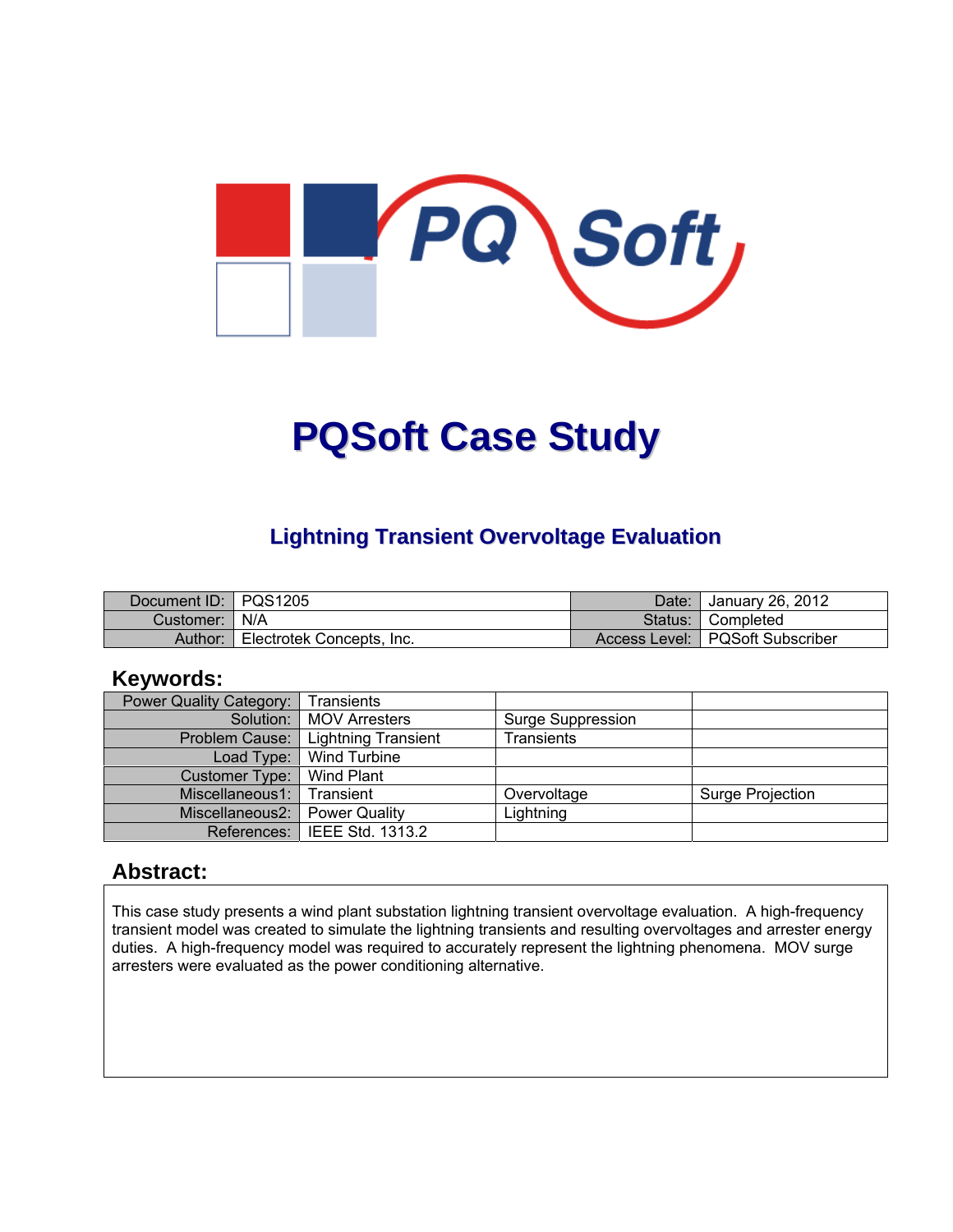# PQSoft Case Study

## Lightning Transient Overvoltage Evaluation

| Document ID: | PQS1205 | Date: | January 26, 2012 |
|---|---|---|---|
| Customer: | N/A | Status: | Completed |
| Author: | Electrotek Concepts, Inc. | Access Level: | PQSoft Subscriber |

## Keywords:

| Power Quality Category: | Transients | | |
|---|---|---|---|
| Solution: | MOV Arresters | Surge Suppression | |
| Problem Cause: | Lightning Transient | Transients | |
| Load Type: | Wind Turbine | | |
| Customer Type: | Wind Plant | | |
| Miscellaneous1: | Transient | Overvoltage | Surge Projection |
| Miscellaneous2: | Power Quality | Lightning | |
| References: | IEEE Std. 1313.2 | | |

## Abstract:

This case study presents a wind plant substation lightning transient overvoltage evaluation. A high-frequency transient model was created to simulate the lightning transients and resulting overvoltages and arrester energy duties. A high-frequency model was required to accurately represent the lightning phenomena. MOV surge arresters were evaluated as the power conditioning alternative.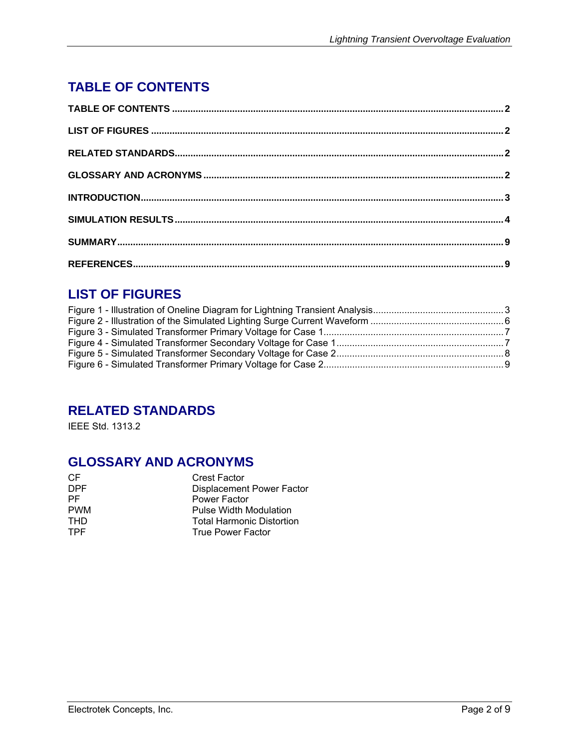## TABLE OF CONTENTS

**TABLE OF CONTENTS .......... 2**

**LIST OF FIGURES .......... 2**

**RELATED STANDARDS .......... 2**

**GLOSSARY AND ACRONYMS .......... 2**

**INTRODUCTION .......... 3**

**SIMULATION RESULTS .......... 4**

**SUMMARY .......... 9**

**REFERENCES .......... 9**

## LIST OF FIGURES

Figure 1 - Illustration of Oneline Diagram for Lightning Transient Analysis .......... 3
Figure 2 - Illustration of the Simulated Lighting Surge Current Waveform .......... 6
Figure 3 - Simulated Transformer Primary Voltage for Case 1 .......... 7
Figure 4 - Simulated Transformer Secondary Voltage for Case 1 .......... 7
Figure 5 - Simulated Transformer Secondary Voltage for Case 2 .......... 8
Figure 6 - Simulated Transformer Primary Voltage for Case 2 .......... 9

## RELATED STANDARDS

IEEE Std. 1313.2

## GLOSSARY AND ACRONYMS

| | |
|---|---|
| CF | Crest Factor |
| DPF | Displacement Power Factor |
| PF | Power Factor |
| PWM | Pulse Width Modulation |
| THD | Total Harmonic Distortion |
| TPF | True Power Factor |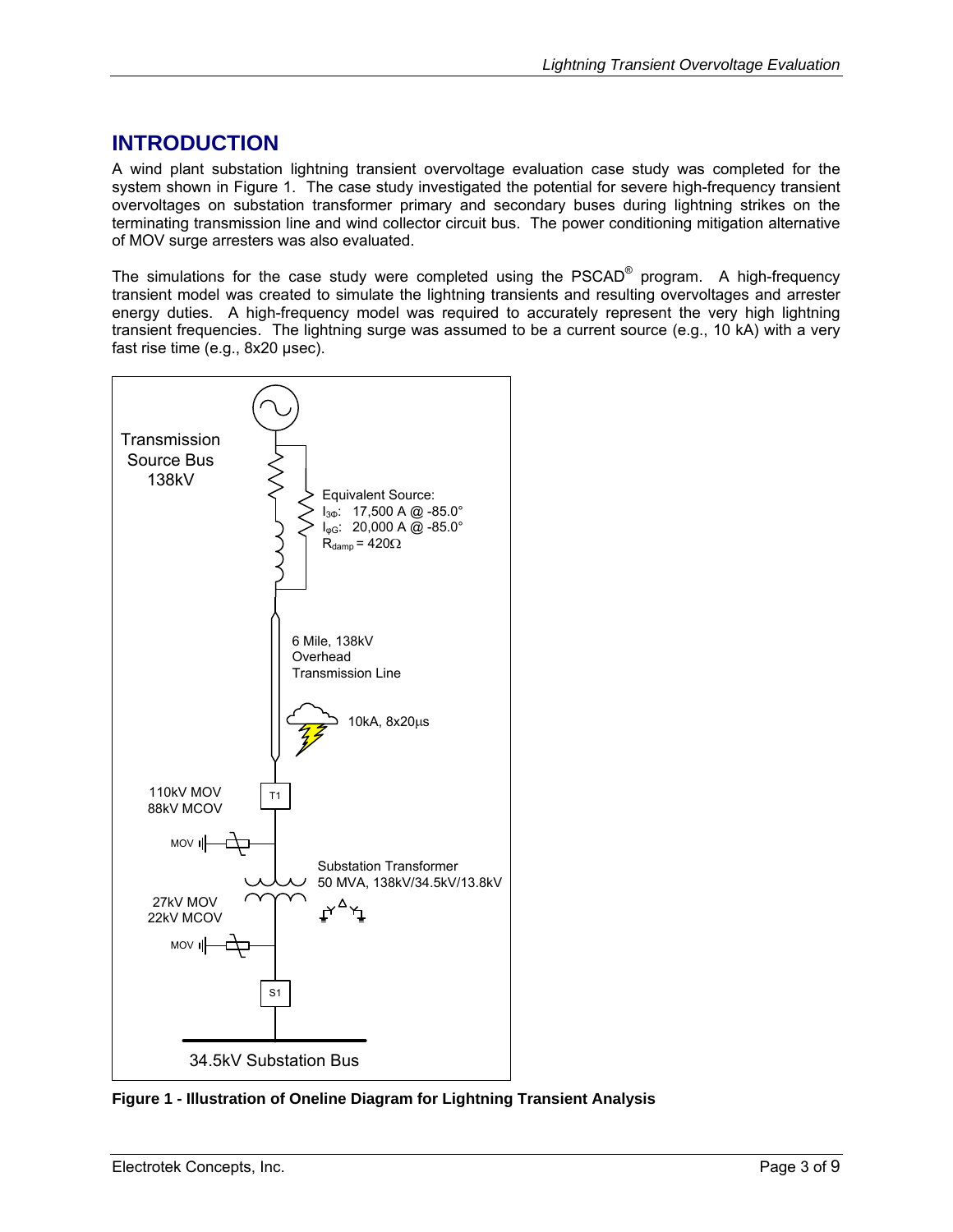# INTRODUCTION

A wind plant substation lightning transient overvoltage evaluation case study was completed for the system shown in Figure 1. The case study investigated the potential for severe high-frequency transient overvoltages on substation transformer primary and secondary buses during lightning strikes on the terminating transmission line and wind collector circuit bus. The power conditioning mitigation alternative of MOV surge arresters was also evaluated.

The simulations for the case study were completed using the PSCAD® program. A high-frequency transient model was created to simulate the lightning transients and resulting overvoltages and arrester energy duties. A high-frequency model was required to accurately represent the very high lightning transient frequencies. The lightning surge was assumed to be a current source (e.g., 10 kA) with a very fast rise time (e.g., 8x20 µsec).

Transmission Source Bus 138kV

Equivalent Source:
$I_{3\Phi}$: 17,500 A @ -85.0°
$I_{\phi G}$: 20,000 A @ -85.0°
$R_{damp}$ = 420Ω

6 Mile, 138kV Overhead Transmission Line

10kA, 8x20µs

T1

110kV MOV
88kV MCOV

MOV

Substation Transformer
50 MVA, 138kV/34.5kV/13.8kV

27kV MOV
22kV MCOV

MOV

S1

34.5kV Substation Bus

**Figure 1 - Illustration of Oneline Diagram for Lightning Transient Analysis**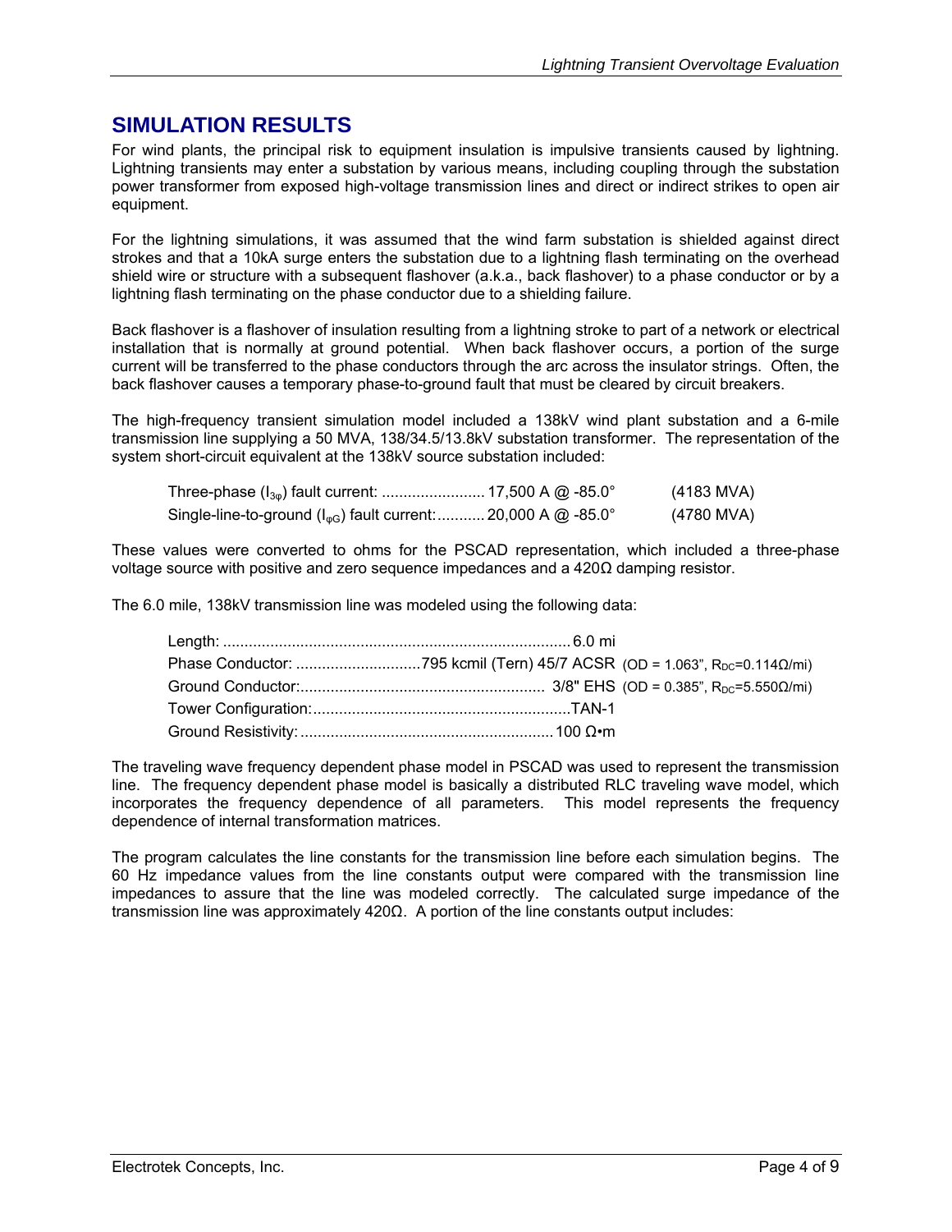## SIMULATION RESULTS

For wind plants, the principal risk to equipment insulation is impulsive transients caused by lightning. Lightning transients may enter a substation by various means, including coupling through the substation power transformer from exposed high-voltage transmission lines and direct or indirect strikes to open air equipment.

For the lightning simulations, it was assumed that the wind farm substation is shielded against direct strokes and that a 10kA surge enters the substation due to a lightning flash terminating on the overhead shield wire or structure with a subsequent flashover (a.k.a., back flashover) to a phase conductor or by a lightning flash terminating on the phase conductor due to a shielding failure.

Back flashover is a flashover of insulation resulting from a lightning stroke to part of a network or electrical installation that is normally at ground potential. When back flashover occurs, a portion of the surge current will be transferred to the phase conductors through the arc across the insulator strings. Often, the back flashover causes a temporary phase-to-ground fault that must be cleared by circuit breakers.

The high-frequency transient simulation model included a 138kV wind plant substation and a 6-mile transmission line supplying a 50 MVA, 138/34.5/13.8kV substation transformer. The representation of the system short-circuit equivalent at the 138kV source substation included:

Three-phase ($I_{3\varphi}$) fault current: ........................ 17,500 A @ -85.0° (4183 MVA)
Single-line-to-ground ($I_{\varphi G}$) fault current: ........... 20,000 A @ -85.0° (4780 MVA)

These values were converted to ohms for the PSCAD representation, which included a three-phase voltage source with positive and zero sequence impedances and a 420Ω damping resistor.

The 6.0 mile, 138kV transmission line was modeled using the following data:

Length: ................................................................................ 6.0 mi
Phase Conductor: ............................795 kcmil (Tern) 45/7 ACSR (OD = 1.063", $R_{DC}$=0.114Ω/mi)
Ground Conductor:......................................................... 3/8" EHS (OD = 0.385", $R_{DC}$=5.550Ω/mi)
Tower Configuration:...........................................................TAN-1
Ground Resistivity: .......................................................... 100 Ω•m

The traveling wave frequency dependent phase model in PSCAD was used to represent the transmission line. The frequency dependent phase model is basically a distributed RLC traveling wave model, which incorporates the frequency dependence of all parameters. This model represents the frequency dependence of internal transformation matrices.

The program calculates the line constants for the transmission line before each simulation begins. The 60 Hz impedance values from the line constants output were compared with the transmission line impedances to assure that the line was modeled correctly. The calculated surge impedance of the transmission line was approximately 420Ω. A portion of the line constants output includes: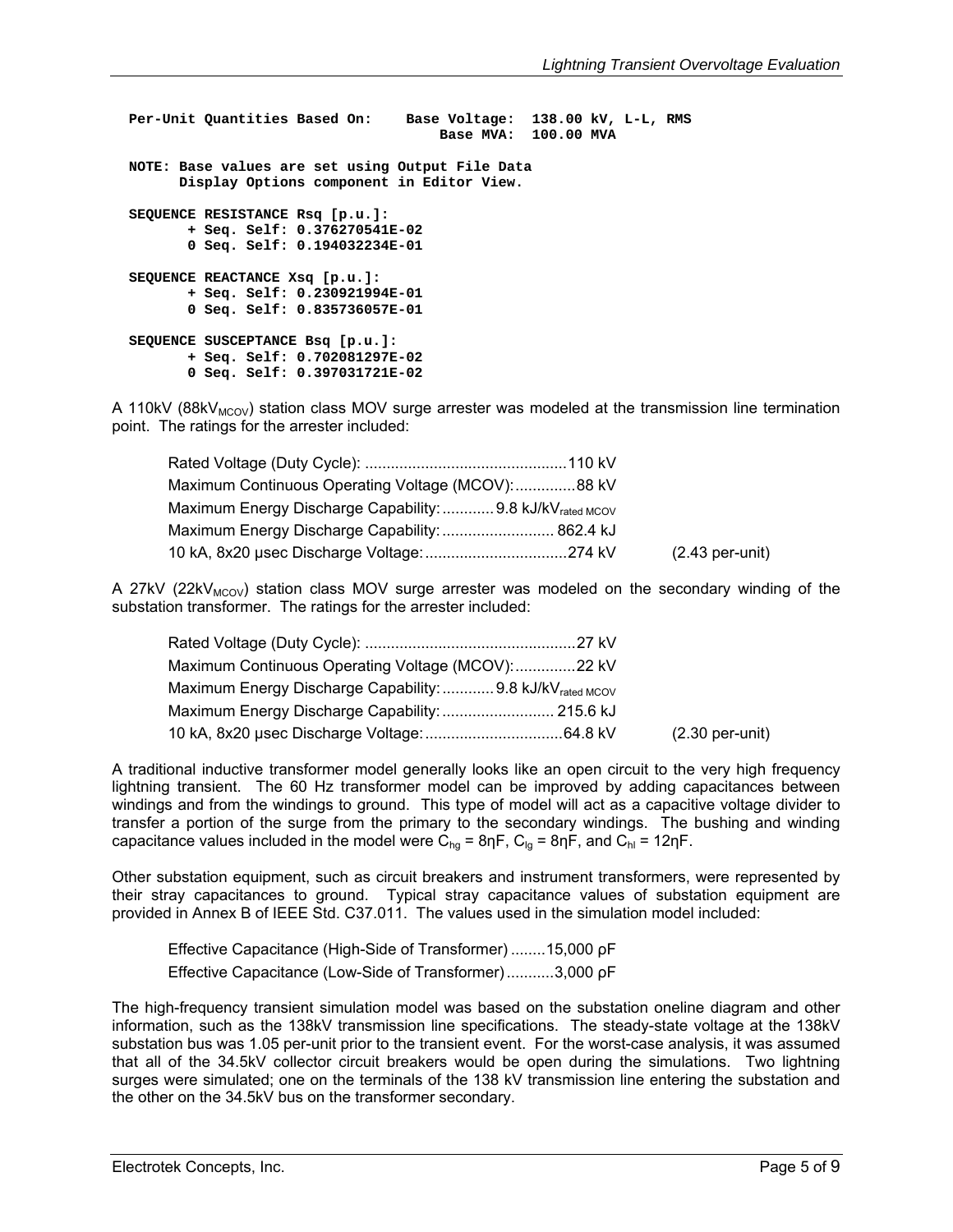```
Per-Unit Quantities Based On:    Base Voltage:  138.00 kV, L-L, RMS
                                     Base MVA:  100.00 MVA

NOTE: Base values are set using Output File Data
      Display Options component in Editor View.

SEQUENCE RESISTANCE Rsq [p.u.]:
       + Seq. Self: 0.376270541E-02
       0 Seq. Self: 0.194032234E-01

SEQUENCE REACTANCE Xsq [p.u.]:
       + Seq. Self: 0.230921994E-01
       0 Seq. Self: 0.835736057E-01

SEQUENCE SUSCEPTANCE Bsq [p.u.]:
       + Seq. Self: 0.702081297E-02
       0 Seq. Self: 0.397031721E-02
```

A 110kV (88kV$_{MCOV}$) station class MOV surge arrester was modeled at the transmission line termination point. The ratings for the arrester included:

| | | |
|---|---|---|
| Rated Voltage (Duty Cycle): | 110 kV | |
| Maximum Continuous Operating Voltage (MCOV): | 88 kV | |
| Maximum Energy Discharge Capability: | 9.8 kJ/kV$_{rated\ MCOV}$ | |
| Maximum Energy Discharge Capability: | 862.4 kJ | |
| 10 kA, 8x20 μsec Discharge Voltage: | 274 kV | (2.43 per-unit) |

A 27kV (22kV$_{MCOV}$) station class MOV surge arrester was modeled on the secondary winding of the substation transformer. The ratings for the arrester included:

| | | |
|---|---|---|
| Rated Voltage (Duty Cycle): | 27 kV | |
| Maximum Continuous Operating Voltage (MCOV): | 22 kV | |
| Maximum Energy Discharge Capability: | 9.8 kJ/kV$_{rated\ MCOV}$ | |
| Maximum Energy Discharge Capability: | 215.6 kJ | |
| 10 kA, 8x20 μsec Discharge Voltage: | 64.8 kV | (2.30 per-unit) |

A traditional inductive transformer model generally looks like an open circuit to the very high frequency lightning transient. The 60 Hz transformer model can be improved by adding capacitances between windings and from the windings to ground. This type of model will act as a capacitive voltage divider to transfer a portion of the surge from the primary to the secondary windings. The bushing and winding capacitance values included in the model were $C_{hg}$ = 8ηF, $C_{lg}$ = 8ηF, and $C_{hl}$ = 12ηF.

Other substation equipment, such as circuit breakers and instrument transformers, were represented by their stray capacitances to ground. Typical stray capacitance values of substation equipment are provided in Annex B of IEEE Std. C37.011. The values used in the simulation model included:

| | |
|---|---|
| Effective Capacitance (High-Side of Transformer) | 15,000 ρF |
| Effective Capacitance (Low-Side of Transformer) | 3,000 ρF |

The high-frequency transient simulation model was based on the substation oneline diagram and other information, such as the 138kV transmission line specifications. The steady-state voltage at the 138kV substation bus was 1.05 per-unit prior to the transient event. For the worst-case analysis, it was assumed that all of the 34.5kV collector circuit breakers would be open during the simulations. Two lightning surges were simulated; one on the terminals of the 138 kV transmission line entering the substation and the other on the 34.5kV bus on the transformer secondary.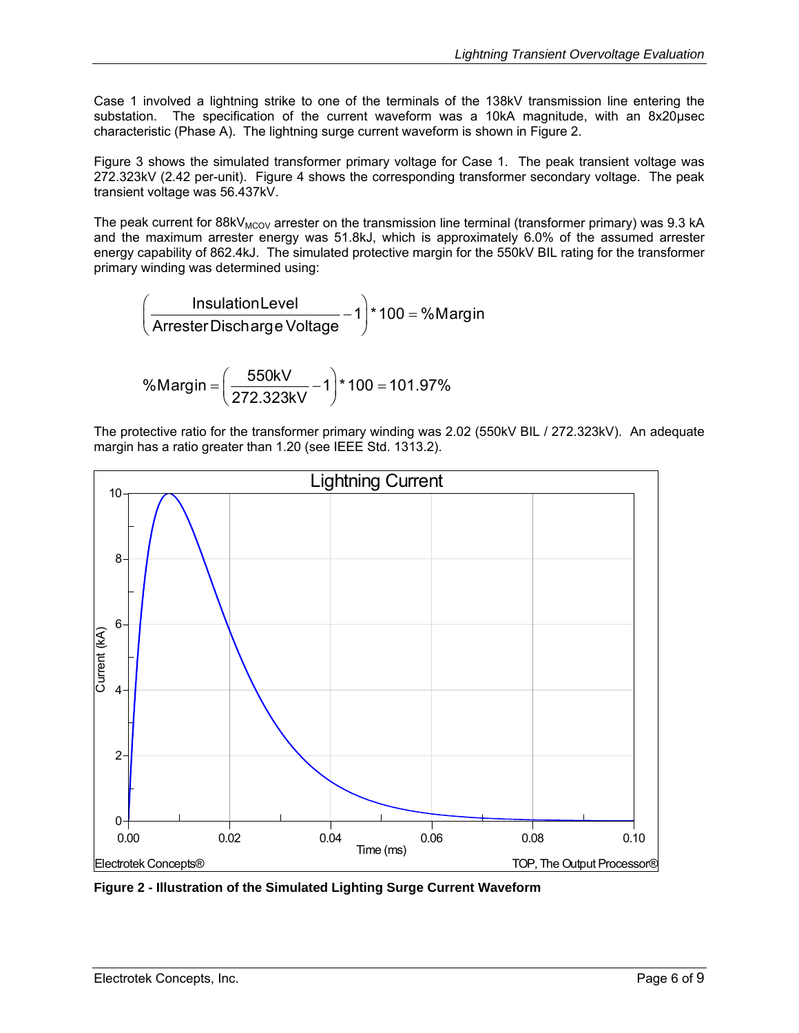Case 1 involved a lightning strike to one of the terminals of the 138kV transmission line entering the substation. The specification of the current waveform was a 10kA magnitude, with an 8x20μsec characteristic (Phase A). The lightning surge current waveform is shown in Figure 2.

Figure 3 shows the simulated transformer primary voltage for Case 1. The peak transient voltage was 272.323kV (2.42 per-unit). Figure 4 shows the corresponding transformer secondary voltage. The peak transient voltage was 56.437kV.

The peak current for $88kV_{MCOV}$ arrester on the transmission line terminal (transformer primary) was 9.3 kA and the maximum arrester energy was 51.8kJ, which is approximately 6.0% of the assumed arrester energy capability of 862.4kJ. The simulated protective margin for the 550kV BIL rating for the transformer primary winding was determined using:

$$\left(\frac{\text{Insulation Level}}{\text{Arrester Discharge Voltage}} - 1\right) * 100 = \%\text{Margin}$$

$$\%\text{Margin} = \left(\frac{550\text{kV}}{272.323\text{kV}} - 1\right) * 100 = 101.97\%$$

The protective ratio for the transformer primary winding was 2.02 (550kV BIL / 272.323kV). An adequate margin has a ratio greater than 1.20 (see IEEE Std. 1313.2).

**Figure 2 - Illustration of the Simulated Lighting Surge Current Waveform**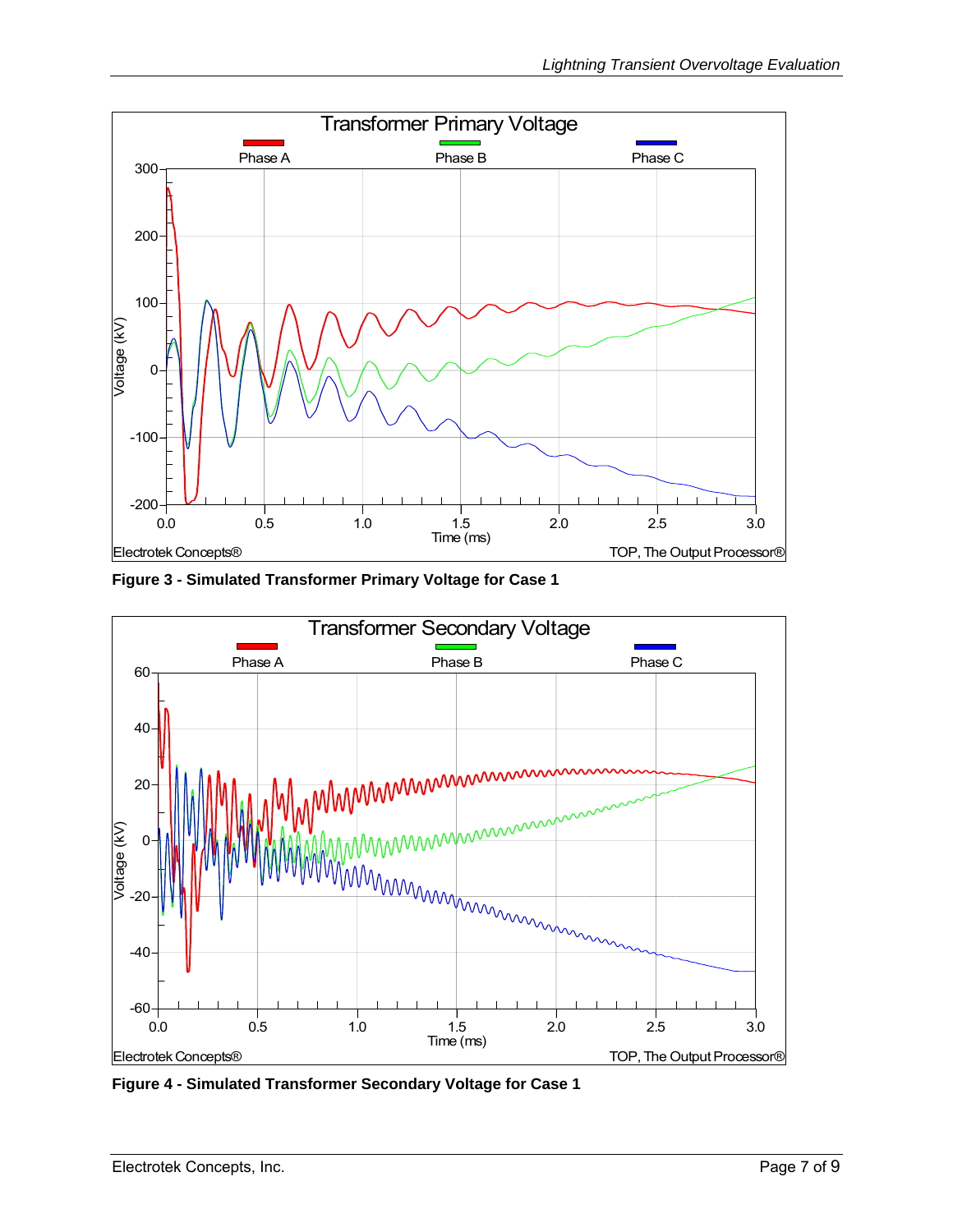Figure 3 - Simulated Transformer Primary Voltage for Case 1

Figure 4 - Simulated Transformer Secondary Voltage for Case 1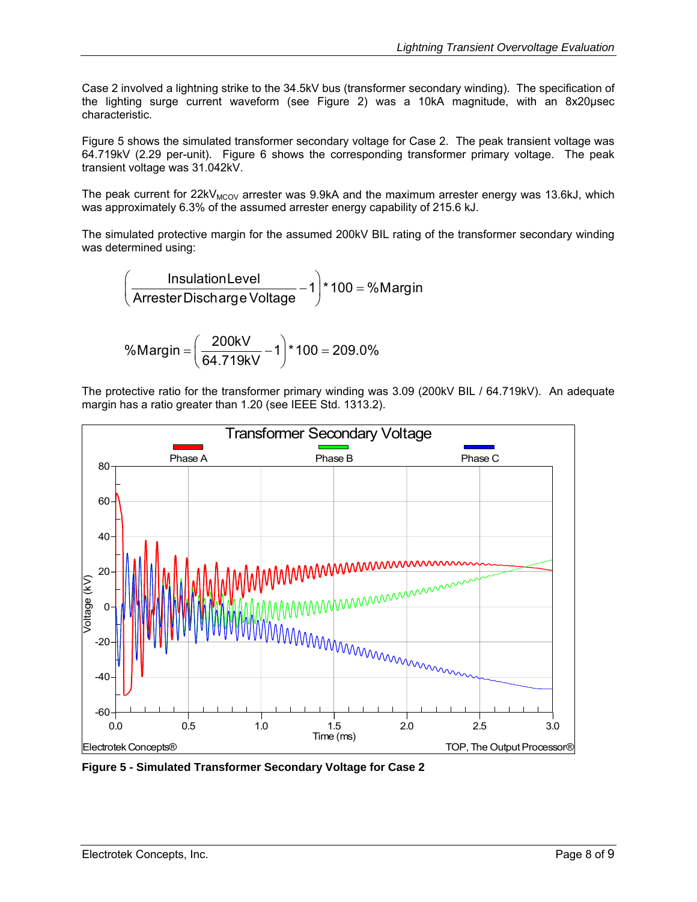Case 2 involved a lightning strike to the 34.5kV bus (transformer secondary winding). The specification of the lighting surge current waveform (see Figure 2) was a 10kA magnitude, with an 8x20μsec characteristic.

Figure 5 shows the simulated transformer secondary voltage for Case 2. The peak transient voltage was 64.719kV (2.29 per-unit). Figure 6 shows the corresponding transformer primary voltage. The peak transient voltage was 31.042kV.

The peak current for 22kV$_{MCOV}$ arrester was 9.9kA and the maximum arrester energy was 13.6kJ, which was approximately 6.3% of the assumed arrester energy capability of 215.6 kJ.

The simulated protective margin for the assumed 200kV BIL rating of the transformer secondary winding was determined using:

$$\left( \frac{\text{Insulation Level}}{\text{Arrester Discharge Voltage}} - 1 \right) * 100 = \%\text{Margin}$$

$$\%\text{Margin} = \left( \frac{200\text{kV}}{64.719\text{kV}} - 1 \right) * 100 = 209.0\%$$

The protective ratio for the transformer primary winding was 3.09 (200kV BIL / 64.719kV). An adequate margin has a ratio greater than 1.20 (see IEEE Std. 1313.2).

**Figure 5 - Simulated Transformer Secondary Voltage for Case 2**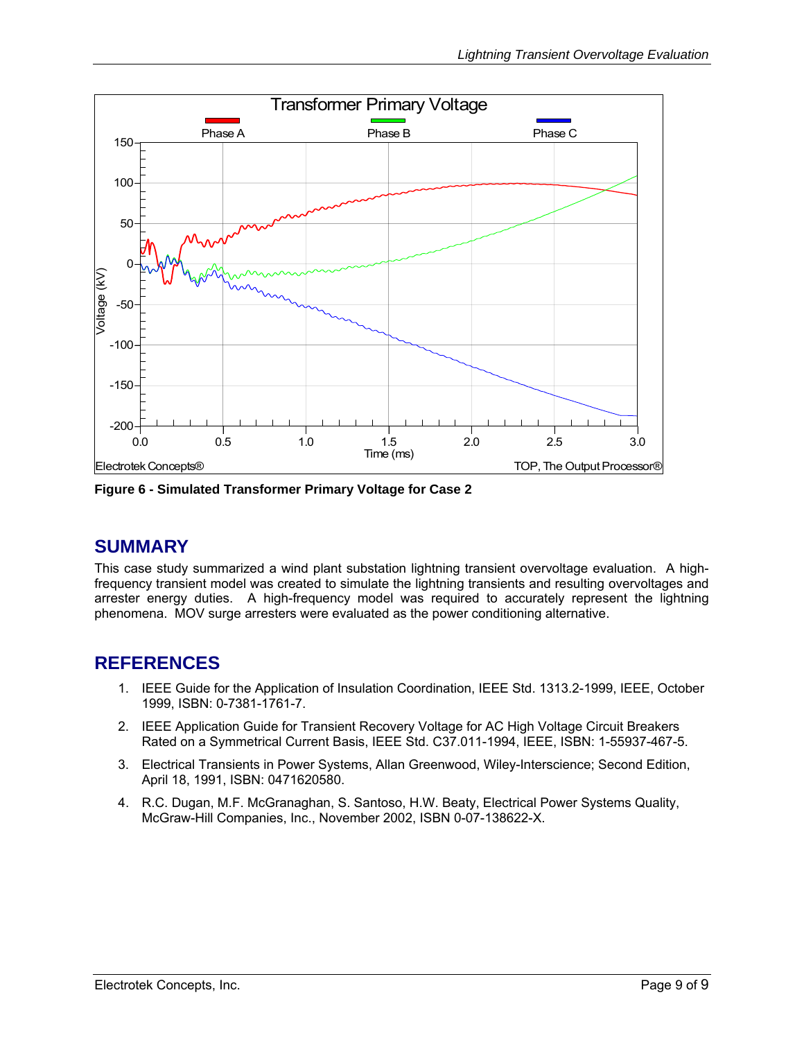Transformer Primary Voltage

Phase A
Phase B
Phase C

150
100
50
0
-50
-100
-150
-200

Voltage (kV)

0.0
0.5
1.0
1.5
2.0
2.5
3.0

Time (ms)

Electrotek Concepts®

TOP, The Output Processor®

**Figure 6 - Simulated Transformer Primary Voltage for Case 2**

## SUMMARY

This case study summarized a wind plant substation lightning transient overvoltage evaluation. A high-frequency transient model was created to simulate the lightning transients and resulting overvoltages and arrester energy duties. A high-frequency model was required to accurately represent the lightning phenomena. MOV surge arresters were evaluated as the power conditioning alternative.

## REFERENCES

1. IEEE Guide for the Application of Insulation Coordination, IEEE Std. 1313.2-1999, IEEE, October 1999, ISBN: 0-7381-1761-7.
2. IEEE Application Guide for Transient Recovery Voltage for AC High Voltage Circuit Breakers Rated on a Symmetrical Current Basis, IEEE Std. C37.011-1994, IEEE, ISBN: 1-55937-467-5.
3. Electrical Transients in Power Systems, Allan Greenwood, Wiley-Interscience; Second Edition, April 18, 1991, ISBN: 0471620580.
4. R.C. Dugan, M.F. McGranaghan, S. Santoso, H.W. Beaty, Electrical Power Systems Quality, McGraw-Hill Companies, Inc., November 2002, ISBN 0-07-138622-X.